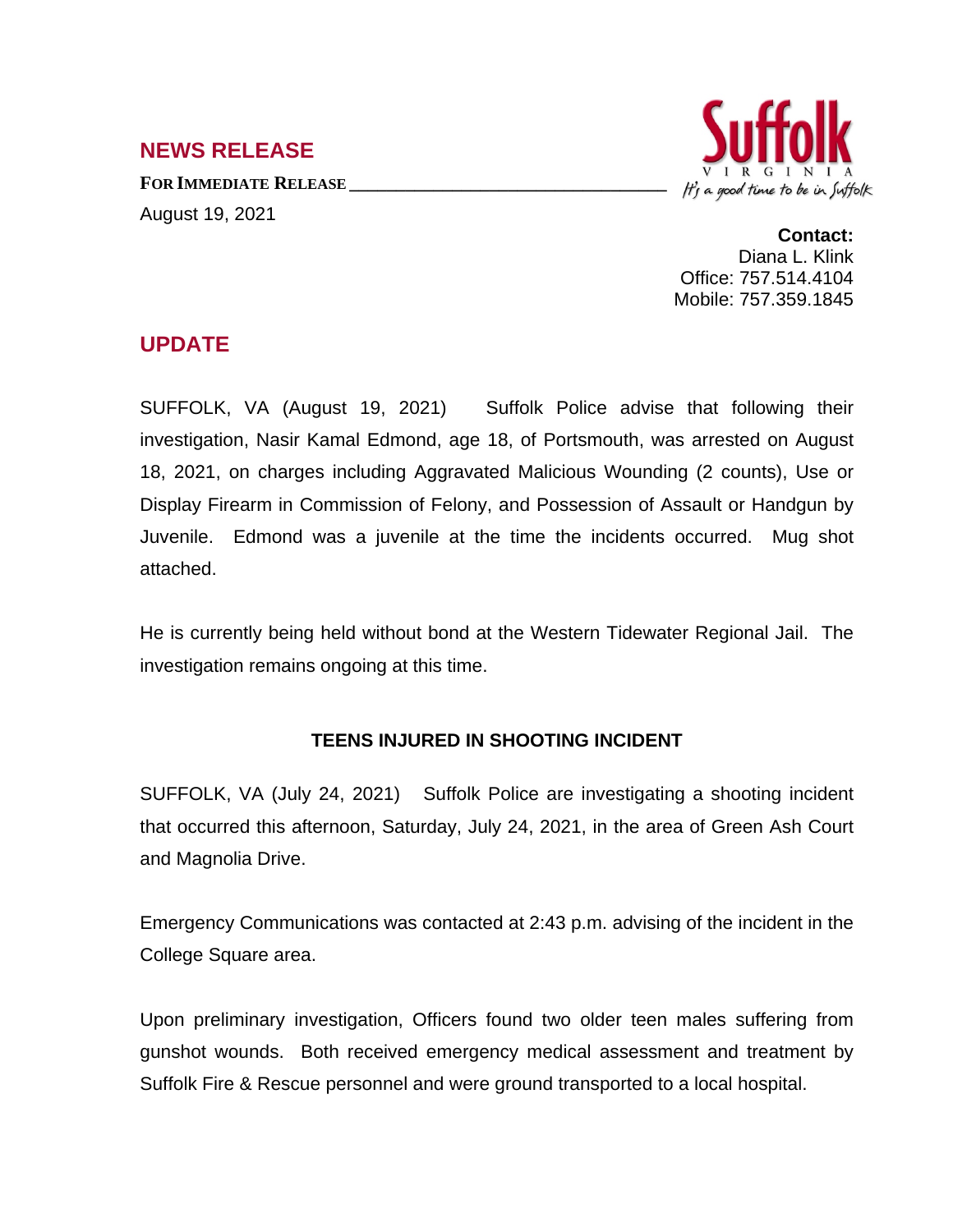## NEWS RELEASE

**FOR IMMEDIATE RELEASE**

August 19, 2021

Suffolk
VIRGINIA
It's a good time to be in Suffolk

**Contact:**
Diana L. Klink
Office: 757.514.4104
Mobile: 757.359.1845

## UPDATE

SUFFOLK, VA (August 19, 2021) Suffolk Police advise that following their investigation, Nasir Kamal Edmond, age 18, of Portsmouth, was arrested on August 18, 2021, on charges including Aggravated Malicious Wounding (2 counts), Use or Display Firearm in Commission of Felony, and Possession of Assault or Handgun by Juvenile. Edmond was a juvenile at the time the incidents occurred. Mug shot attached.

He is currently being held without bond at the Western Tidewater Regional Jail. The investigation remains ongoing at this time.

### TEENS INJURED IN SHOOTING INCIDENT

SUFFOLK, VA (July 24, 2021) Suffolk Police are investigating a shooting incident that occurred this afternoon, Saturday, July 24, 2021, in the area of Green Ash Court and Magnolia Drive.

Emergency Communications was contacted at 2:43 p.m. advising of the incident in the College Square area.

Upon preliminary investigation, Officers found two older teen males suffering from gunshot wounds. Both received emergency medical assessment and treatment by Suffolk Fire & Rescue personnel and were ground transported to a local hospital.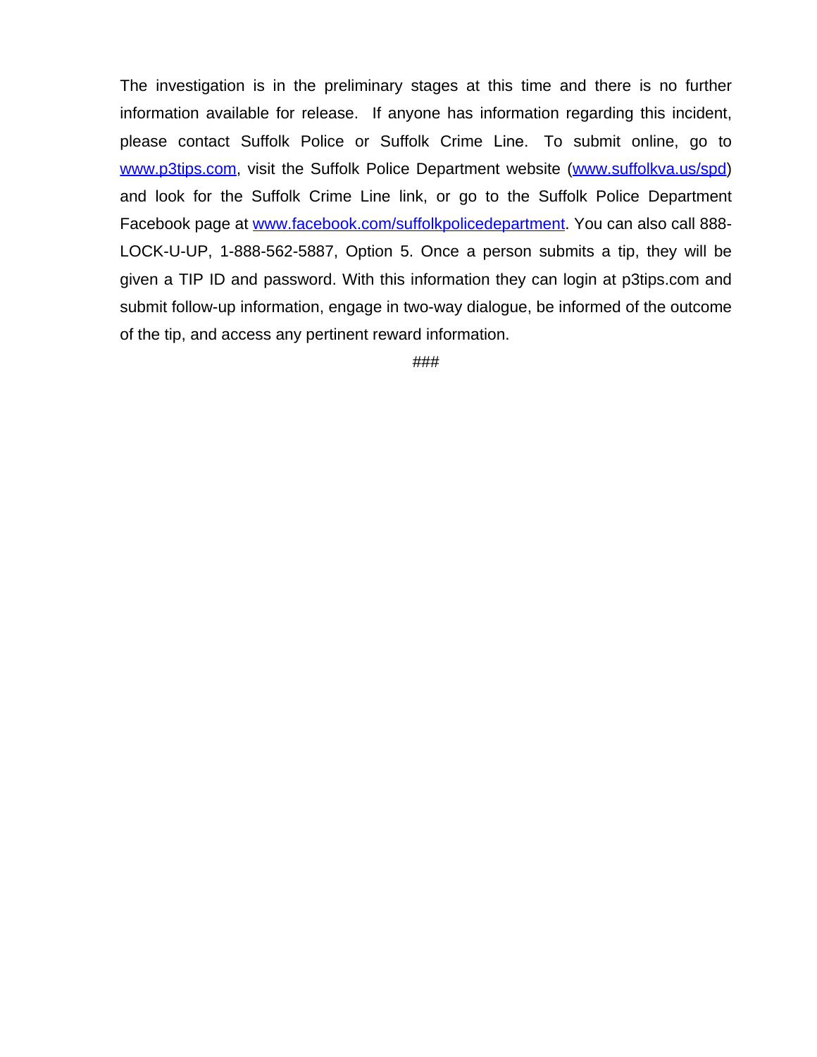The investigation is in the preliminary stages at this time and there is no further information available for release. If anyone has information regarding this incident, please contact Suffolk Police or Suffolk Crime Line. To submit online, go to [www.p3tips.com](http://www.p3tips.com), visit the Suffolk Police Department website ([www.suffolkva.us/spd](http://www.suffolkva.us/spd)) and look for the Suffolk Crime Line link, or go to the Suffolk Police Department Facebook page at [www.facebook.com/suffolkpolicedepartment](http://www.facebook.com/suffolkpolicedepartment). You can also call 888-LOCK-U-UP, 1-888-562-5887, Option 5. Once a person submits a tip, they will be given a TIP ID and password. With this information they can login at p3tips.com and submit follow-up information, engage in two-way dialogue, be informed of the outcome of the tip, and access any pertinent reward information.

###